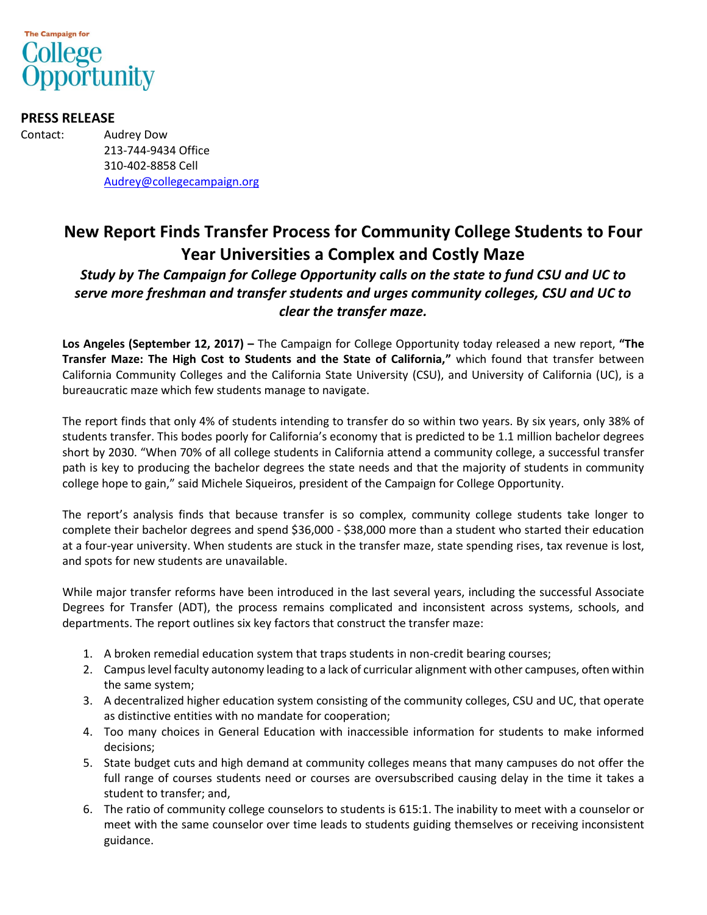The Campaign for
College Opportunity

**PRESS RELEASE**

Contact: Audrey Dow
213-744-9434 Office
310-402-8858 Cell
Audrey@collegecampaign.org

# New Report Finds Transfer Process for Community College Students to Four Year Universities a Complex and Costly Maze

***Study by The Campaign for College Opportunity calls on the state to fund CSU and UC to serve more freshman and transfer students and urges community colleges, CSU and UC to clear the transfer maze.***

**Los Angeles (September 12, 2017) –** The Campaign for College Opportunity today released a new report, **"The Transfer Maze: The High Cost to Students and the State of California,"** which found that transfer between California Community Colleges and the California State University (CSU), and University of California (UC), is a bureaucratic maze which few students manage to navigate.

The report finds that only 4% of students intending to transfer do so within two years. By six years, only 38% of students transfer. This bodes poorly for California's economy that is predicted to be 1.1 million bachelor degrees short by 2030. "When 70% of all college students in California attend a community college, a successful transfer path is key to producing the bachelor degrees the state needs and that the majority of students in community college hope to gain," said Michele Siqueiros, president of the Campaign for College Opportunity.

The report's analysis finds that because transfer is so complex, community college students take longer to complete their bachelor degrees and spend $36,000 - $38,000 more than a student who started their education at a four-year university. When students are stuck in the transfer maze, state spending rises, tax revenue is lost, and spots for new students are unavailable.

While major transfer reforms have been introduced in the last several years, including the successful Associate Degrees for Transfer (ADT), the process remains complicated and inconsistent across systems, schools, and departments. The report outlines six key factors that construct the transfer maze:

1. A broken remedial education system that traps students in non-credit bearing courses;
2. Campus level faculty autonomy leading to a lack of curricular alignment with other campuses, often within the same system;
3. A decentralized higher education system consisting of the community colleges, CSU and UC, that operate as distinctive entities with no mandate for cooperation;
4. Too many choices in General Education with inaccessible information for students to make informed decisions;
5. State budget cuts and high demand at community colleges means that many campuses do not offer the full range of courses students need or courses are oversubscribed causing delay in the time it takes a student to transfer; and,
6. The ratio of community college counselors to students is 615:1. The inability to meet with a counselor or meet with the same counselor over time leads to students guiding themselves or receiving inconsistent guidance.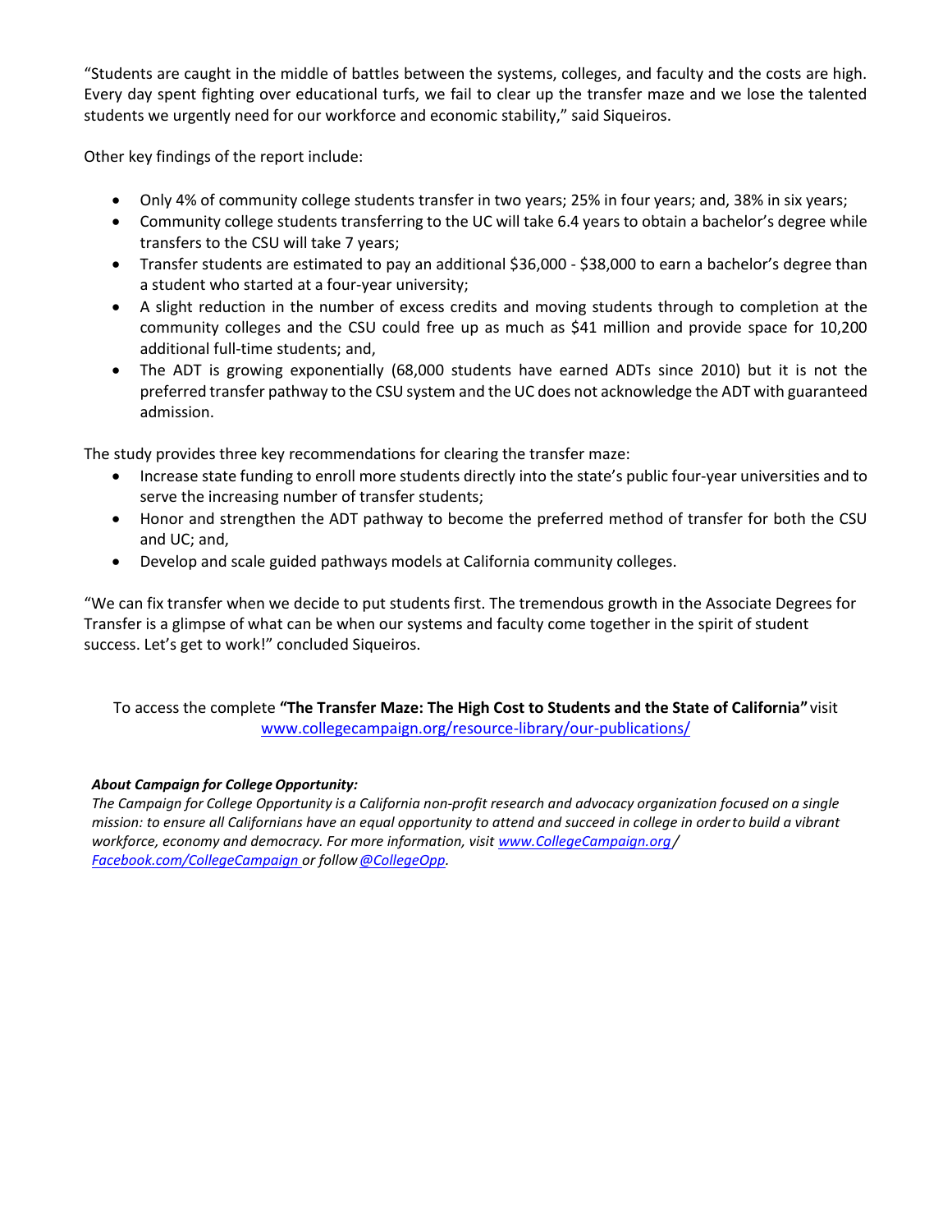"Students are caught in the middle of battles between the systems, colleges, and faculty and the costs are high. Every day spent fighting over educational turfs, we fail to clear up the transfer maze and we lose the talented students we urgently need for our workforce and economic stability," said Siqueiros.

Other key findings of the report include:

- Only 4% of community college students transfer in two years; 25% in four years; and, 38% in six years;
- Community college students transferring to the UC will take 6.4 years to obtain a bachelor's degree while transfers to the CSU will take 7 years;
- Transfer students are estimated to pay an additional $36,000 - $38,000 to earn a bachelor's degree than a student who started at a four-year university;
- A slight reduction in the number of excess credits and moving students through to completion at the community colleges and the CSU could free up as much as $41 million and provide space for 10,200 additional full-time students; and,
- The ADT is growing exponentially (68,000 students have earned ADTs since 2010) but it is not the preferred transfer pathway to the CSU system and the UC does not acknowledge the ADT with guaranteed admission.

The study provides three key recommendations for clearing the transfer maze:

- Increase state funding to enroll more students directly into the state's public four-year universities and to serve the increasing number of transfer students;
- Honor and strengthen the ADT pathway to become the preferred method of transfer for both the CSU and UC; and,
- Develop and scale guided pathways models at California community colleges.

"We can fix transfer when we decide to put students first. The tremendous growth in the Associate Degrees for Transfer is a glimpse of what can be when our systems and faculty come together in the spirit of student success. Let's get to work!" concluded Siqueiros.

To access the complete **"The Transfer Maze: The High Cost to Students and the State of California"** visit www.collegecampaign.org/resource-library/our-publications/

***About Campaign for College Opportunity:***
*The Campaign for College Opportunity is a California non-profit research and advocacy organization focused on a single mission: to ensure all Californians have an equal opportunity to attend and succeed in college in order to build a vibrant workforce, economy and democracy. For more information, visit www.CollegeCampaign.org / Facebook.com/CollegeCampaign or follow @CollegeOpp.*